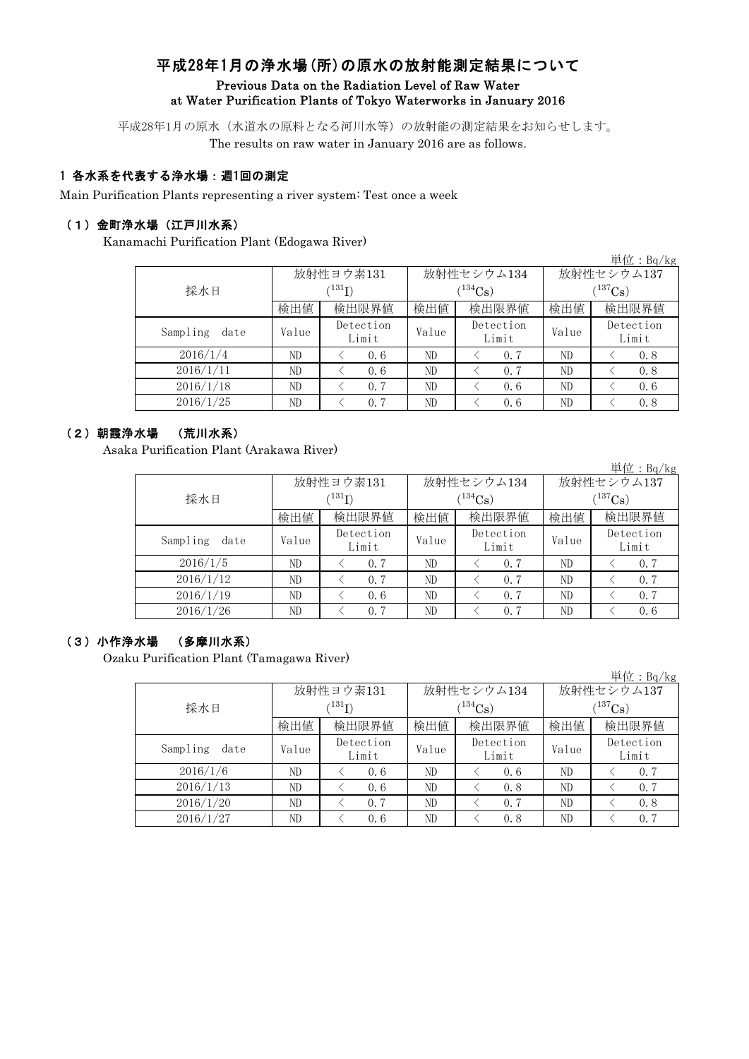# 平成28年1月の浄水場(所)の原水の放射能測定結果について

## Previous Data on the Radiation Level of Raw Water at Water Purification Plants of Tokyo Waterworks in January 2016

平成28年1月の原水（水道水の原料となる河川水等）の放射能の測定結果をお知らせします。
The results on raw water in January 2016 are as follows.

### 1 各水系を代表する浄水場：週1回の測定

Main Purification Plants representing a river system: Test once a week

#### （1）金町浄水場（江戸川水系）

Kanamachi Purification Plant (Edogawa River)

単位：Bq/kg

| 採水日 | 放射性ヨウ素131 ($^{131}$I) | | 放射性セシウム134 ($^{134}$Cs) | | 放射性セシウム137 ($^{137}$Cs) | |
|---|---|---|---|---|---|---|
| | 検出値 | 検出限界値 | 検出値 | 検出限界値 | 検出値 | 検出限界値 |
| Sampling date | Value | Detection Limit | Value | Detection Limit | Value | Detection Limit |
| 2016/1/4 | ND | ＜ 0.6 | ND | ＜ 0.7 | ND | ＜ 0.8 |
| 2016/1/11 | ND | ＜ 0.6 | ND | ＜ 0.7 | ND | ＜ 0.8 |
| 2016/1/18 | ND | ＜ 0.7 | ND | ＜ 0.6 | ND | ＜ 0.6 |
| 2016/1/25 | ND | ＜ 0.7 | ND | ＜ 0.6 | ND | ＜ 0.8 |

#### （2）朝霞浄水場 （荒川水系）

Asaka Purification Plant (Arakawa River)

単位：Bq/kg

| 採水日 | 放射性ヨウ素131 ($^{131}$I) | | 放射性セシウム134 ($^{134}$Cs) | | 放射性セシウム137 ($^{137}$Cs) | |
|---|---|---|---|---|---|---|
| | 検出値 | 検出限界値 | 検出値 | 検出限界値 | 検出値 | 検出限界値 |
| Sampling date | Value | Detection Limit | Value | Detection Limit | Value | Detection Limit |
| 2016/1/5 | ND | ＜ 0.7 | ND | ＜ 0.7 | ND | ＜ 0.7 |
| 2016/1/12 | ND | ＜ 0.7 | ND | ＜ 0.7 | ND | ＜ 0.7 |
| 2016/1/19 | ND | ＜ 0.6 | ND | ＜ 0.7 | ND | ＜ 0.7 |
| 2016/1/26 | ND | ＜ 0.7 | ND | ＜ 0.7 | ND | ＜ 0.6 |

#### （3）小作浄水場 （多摩川水系）

Ozaku Purification Plant (Tamagawa River)

単位：Bq/kg

| 採水日 | 放射性ヨウ素131 ($^{131}$I) | | 放射性セシウム134 ($^{134}$Cs) | | 放射性セシウム137 ($^{137}$Cs) | |
|---|---|---|---|---|---|---|
| | 検出値 | 検出限界値 | 検出値 | 検出限界値 | 検出値 | 検出限界値 |
| Sampling date | Value | Detection Limit | Value | Detection Limit | Value | Detection Limit |
| 2016/1/6 | ND | ＜ 0.6 | ND | ＜ 0.6 | ND | ＜ 0.7 |
| 2016/1/13 | ND | ＜ 0.6 | ND | ＜ 0.8 | ND | ＜ 0.7 |
| 2016/1/20 | ND | ＜ 0.7 | ND | ＜ 0.7 | ND | ＜ 0.8 |
| 2016/1/27 | ND | ＜ 0.6 | ND | ＜ 0.8 | ND | ＜ 0.7 |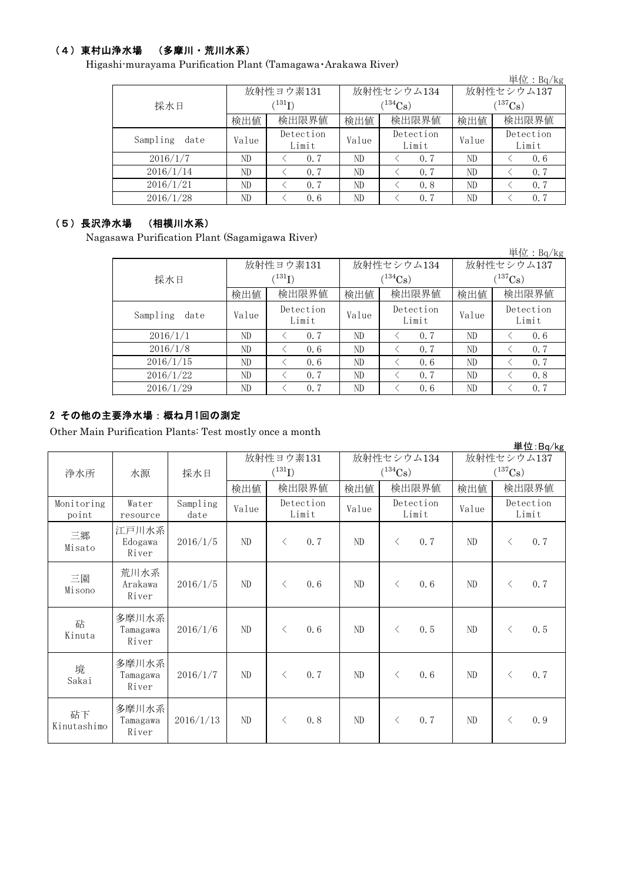### （4）東村山浄水場　（多摩川・荒川水系）

Higashi-murayama Purification Plant (Tamagawa･Arakawa River)

単位：Bq/kg

| 採水日 | 放射性ヨウ素131 ($^{131}I$) | | 放射性セシウム134 ($^{134}Cs$) | | 放射性セシウム137 ($^{137}Cs$) | |
|---|---|---|---|---|---|---|
| | 検出値 | 検出限界値 | 検出値 | 検出限界値 | 検出値 | 検出限界値 |
| Sampling date | Value | Detection Limit | Value | Detection Limit | Value | Detection Limit |
| 2016/1/7 | ND | ＜ 0.7 | ND | ＜ 0.7 | ND | ＜ 0.6 |
| 2016/1/14 | ND | ＜ 0.7 | ND | ＜ 0.7 | ND | ＜ 0.7 |
| 2016/1/21 | ND | ＜ 0.7 | ND | ＜ 0.8 | ND | ＜ 0.7 |
| 2016/1/28 | ND | ＜ 0.6 | ND | ＜ 0.7 | ND | ＜ 0.7 |

### （5）長沢浄水場　（相模川水系）

Nagasawa Purification Plant (Sagamigawa River)

単位：Bq/kg

| 採水日 | 放射性ヨウ素131 ($^{131}I$) | | 放射性セシウム134 ($^{134}Cs$) | | 放射性セシウム137 ($^{137}Cs$) | |
|---|---|---|---|---|---|---|
| | 検出値 | 検出限界値 | 検出値 | 検出限界値 | 検出値 | 検出限界値 |
| Sampling date | Value | Detection Limit | Value | Detection Limit | Value | Detection Limit |
| 2016/1/1 | ND | ＜ 0.7 | ND | ＜ 0.7 | ND | ＜ 0.6 |
| 2016/1/8 | ND | ＜ 0.6 | ND | ＜ 0.7 | ND | ＜ 0.7 |
| 2016/1/15 | ND | ＜ 0.6 | ND | ＜ 0.6 | ND | ＜ 0.7 |
| 2016/1/22 | ND | ＜ 0.7 | ND | ＜ 0.7 | ND | ＜ 0.8 |
| 2016/1/29 | ND | ＜ 0.7 | ND | ＜ 0.6 | ND | ＜ 0.7 |

## 2 その他の主要浄水場：概ね月1回の測定

Other Main Purification Plants: Test mostly once a month

単位:Bq/kg

| 浄水所 | 水源 | 採水日 | 放射性ヨウ素131 ($^{131}I$) | | 放射性セシウム134 ($^{134}Cs$) | | 放射性セシウム137 ($^{137}Cs$) | |
|---|---|---|---|---|---|---|---|---|
| | | | 検出値 | 検出限界値 | 検出値 | 検出限界値 | 検出値 | 検出限界値 |
| Monitoring point | Water resource | Sampling date | Value | Detection Limit | Value | Detection Limit | Value | Detection Limit |
| 三郷 Misato | 江戸川水系 Edogawa River | 2016/1/5 | ND | ＜ 0.7 | ND | ＜ 0.7 | ND | ＜ 0.7 |
| 三園 Misono | 荒川水系 Arakawa River | 2016/1/5 | ND | ＜ 0.6 | ND | ＜ 0.6 | ND | ＜ 0.7 |
| 砧 Kinuta | 多摩川水系 Tamagawa River | 2016/1/6 | ND | ＜ 0.6 | ND | ＜ 0.5 | ND | ＜ 0.5 |
| 境 Sakai | 多摩川水系 Tamagawa River | 2016/1/7 | ND | ＜ 0.7 | ND | ＜ 0.6 | ND | ＜ 0.7 |
| 砧下 Kinutashimo | 多摩川水系 Tamagawa River | 2016/1/13 | ND | ＜ 0.8 | ND | ＜ 0.7 | ND | ＜ 0.9 |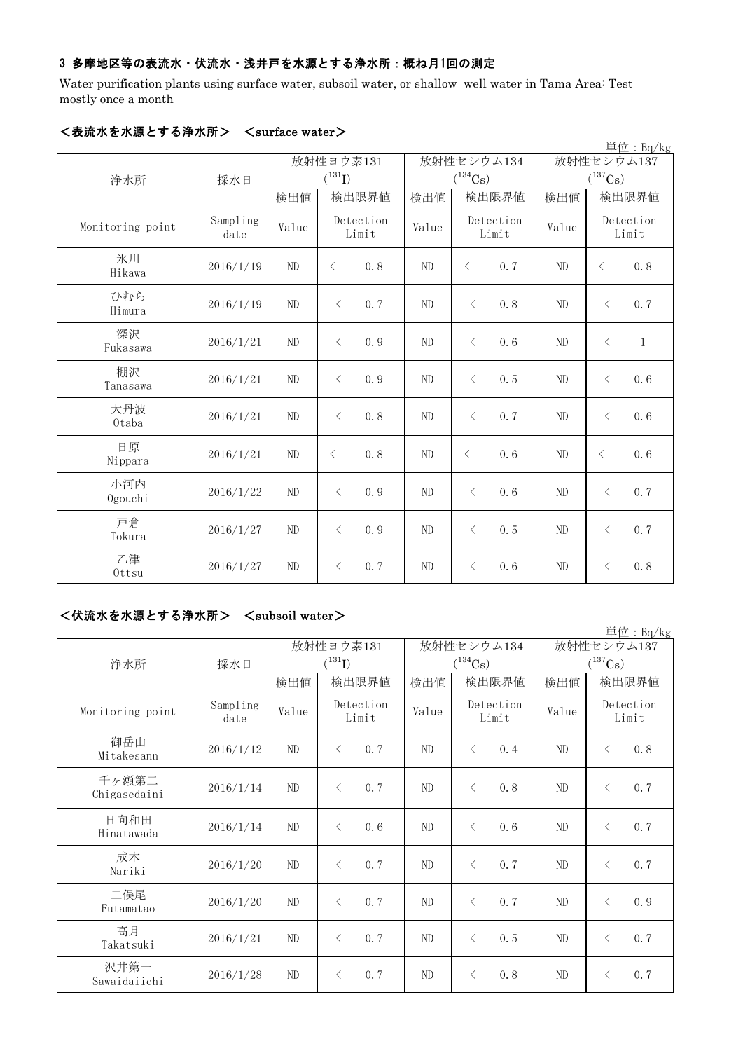### 3 多摩地区等の表流水・伏流水・浅井戸を水源とする浄水所：概ね月1回の測定

Water purification plants using surface water, subsoil water, or shallow well water in Tama Area: Test mostly once a month

#### ＜表流水を水源とする浄水所＞　＜surface water＞

単位：Bq/kg

| 浄水所 | 採水日 | 放射性ヨウ素131 ($^{131}$I) | | 放射性セシウム134 ($^{134}$Cs) | | 放射性セシウム137 ($^{137}$Cs) | |
|---|---|---|---|---|---|---|---|
| | | 検出値 | 検出限界値 | 検出値 | 検出限界値 | 検出値 | 検出限界値 |
| Monitoring point | Sampling date | Value | Detection Limit | Value | Detection Limit | Value | Detection Limit |
| 氷川 Hikawa | 2016/1/19 | ND | ＜ 0.8 | ND | ＜ 0.7 | ND | ＜ 0.8 |
| ひむら Himura | 2016/1/19 | ND | ＜ 0.7 | ND | ＜ 0.8 | ND | ＜ 0.7 |
| 深沢 Fukasawa | 2016/1/21 | ND | ＜ 0.9 | ND | ＜ 0.6 | ND | ＜ 1 |
| 棚沢 Tanasawa | 2016/1/21 | ND | ＜ 0.9 | ND | ＜ 0.5 | ND | ＜ 0.6 |
| 大丹波 Otaba | 2016/1/21 | ND | ＜ 0.8 | ND | ＜ 0.7 | ND | ＜ 0.6 |
| 日原 Nippara | 2016/1/21 | ND | ＜ 0.8 | ND | ＜ 0.6 | ND | ＜ 0.6 |
| 小河内 Ogouchi | 2016/1/22 | ND | ＜ 0.9 | ND | ＜ 0.6 | ND | ＜ 0.7 |
| 戸倉 Tokura | 2016/1/27 | ND | ＜ 0.9 | ND | ＜ 0.5 | ND | ＜ 0.7 |
| 乙津 Ottsu | 2016/1/27 | ND | ＜ 0.7 | ND | ＜ 0.6 | ND | ＜ 0.8 |

#### ＜伏流水を水源とする浄水所＞　＜subsoil water＞

単位：Bq/kg

| 浄水所 | 採水日 | 放射性ヨウ素131 ($^{131}$I) | | 放射性セシウム134 ($^{134}$Cs) | | 放射性セシウム137 ($^{137}$Cs) | |
|---|---|---|---|---|---|---|---|
| | | 検出値 | 検出限界値 | 検出値 | 検出限界値 | 検出値 | 検出限界値 |
| Monitoring point | Sampling date | Value | Detection Limit | Value | Detection Limit | Value | Detection Limit |
| 御岳山 Mitakesann | 2016/1/12 | ND | ＜ 0.7 | ND | ＜ 0.4 | ND | ＜ 0.8 |
| 千ヶ瀬第二 Chigasedaini | 2016/1/14 | ND | ＜ 0.7 | ND | ＜ 0.8 | ND | ＜ 0.7 |
| 日向和田 Hinatawada | 2016/1/14 | ND | ＜ 0.6 | ND | ＜ 0.6 | ND | ＜ 0.7 |
| 成木 Nariki | 2016/1/20 | ND | ＜ 0.7 | ND | ＜ 0.7 | ND | ＜ 0.7 |
| 二俣尾 Futamatao | 2016/1/20 | ND | ＜ 0.7 | ND | ＜ 0.7 | ND | ＜ 0.9 |
| 高月 Takatsuki | 2016/1/21 | ND | ＜ 0.7 | ND | ＜ 0.5 | ND | ＜ 0.7 |
| 沢井第一 Sawaidaiichi | 2016/1/28 | ND | ＜ 0.7 | ND | ＜ 0.8 | ND | ＜ 0.7 |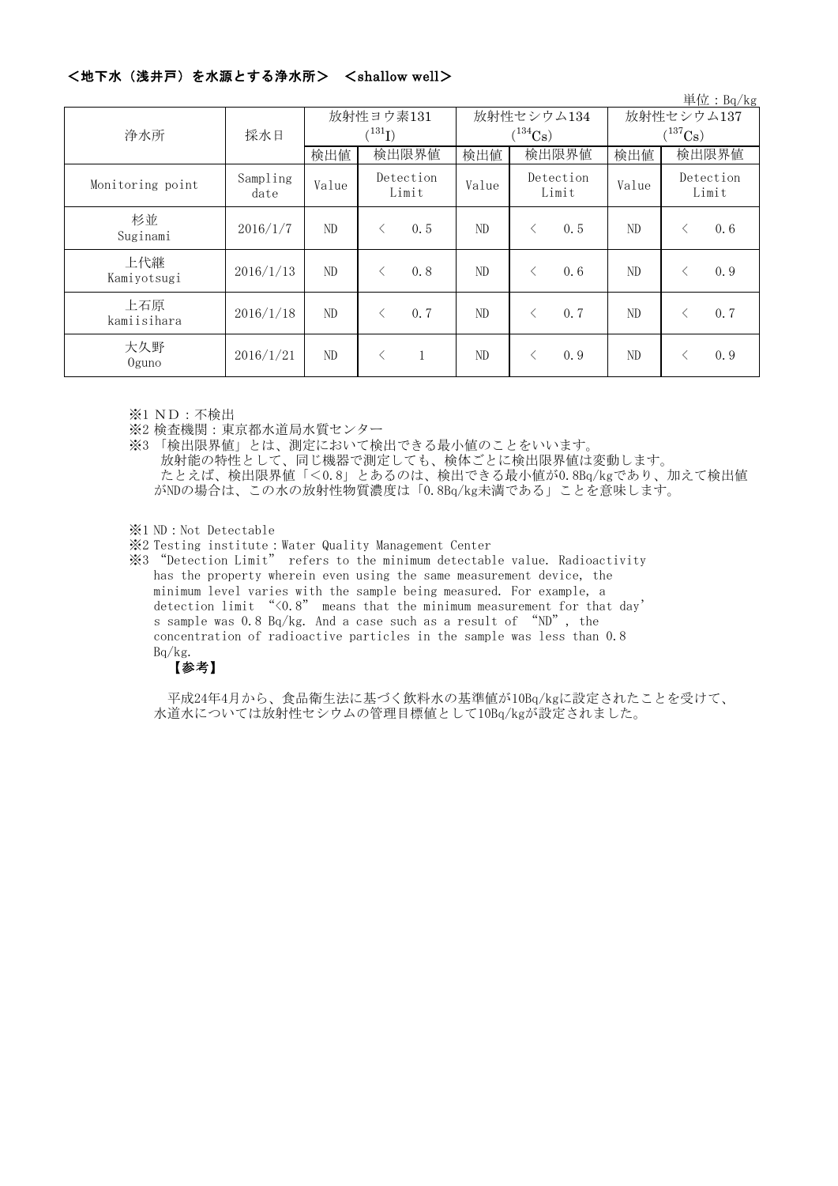## ＜地下水（浅井戸）を水源とする浄水所＞　＜shallow well＞

単位：Bq/kg

| 浄水所 | 採水日 | 放射性ヨウ素131 ($^{131}$I) | | 放射性セシウム134 ($^{134}$Cs) | | 放射性セシウム137 ($^{137}$Cs) | |
|---|---|---|---|---|---|---|---|
| | | 検出値 | 検出限界値 | 検出値 | 検出限界値 | 検出値 | 検出限界値 |
| Monitoring point | Sampling date | Value | Detection Limit | Value | Detection Limit | Value | Detection Limit |
| 杉並 Suginami | 2016/1/7 | ND | ＜ 0.5 | ND | ＜ 0.5 | ND | ＜ 0.6 |
| 上代継 Kamiyotsugi | 2016/1/13 | ND | ＜ 0.8 | ND | ＜ 0.6 | ND | ＜ 0.9 |
| 上石原 kamiisihara | 2016/1/18 | ND | ＜ 0.7 | ND | ＜ 0.7 | ND | ＜ 0.7 |
| 大久野 Oguno | 2016/1/21 | ND | ＜ 1 | ND | ＜ 0.9 | ND | ＜ 0.9 |

※1 ＮＤ：不検出

※2 検査機関：東京都水道局水質センター

※3 「検出限界値」とは、測定において検出できる最小値のことをいいます。
放射能の特性として、同じ機器で測定しても、検体ごとに検出限界値は変動します。
たとえば、検出限界値「<0.8」とあるのは、検出できる最小値が0.8Bq/kgであり、加えて検出値がNDの場合は、この水の放射性物質濃度は「0.8Bq/kg未満である」ことを意味します。

※1 ND：Not Detectable

※2 Testing institute：Water Quality Management Center

※3 "Detection Limit" refers to the minimum detectable value. Radioactivity has the property wherein even using the same measurement device, the minimum level varies with the sample being measured. For example, a detection limit "<0.8" means that the minimum measurement for that day's sample was 0.8 Bq/kg. And a case such as a result of "ND", the concentration of radioactive particles in the sample was less than 0.8 Bq/kg.

【参考】

平成24年4月から、食品衛生法に基づく飲料水の基準値が10Bq/kgに設定されたことを受けて、水道水については放射性セシウムの管理目標値として10Bq/kgが設定されました。